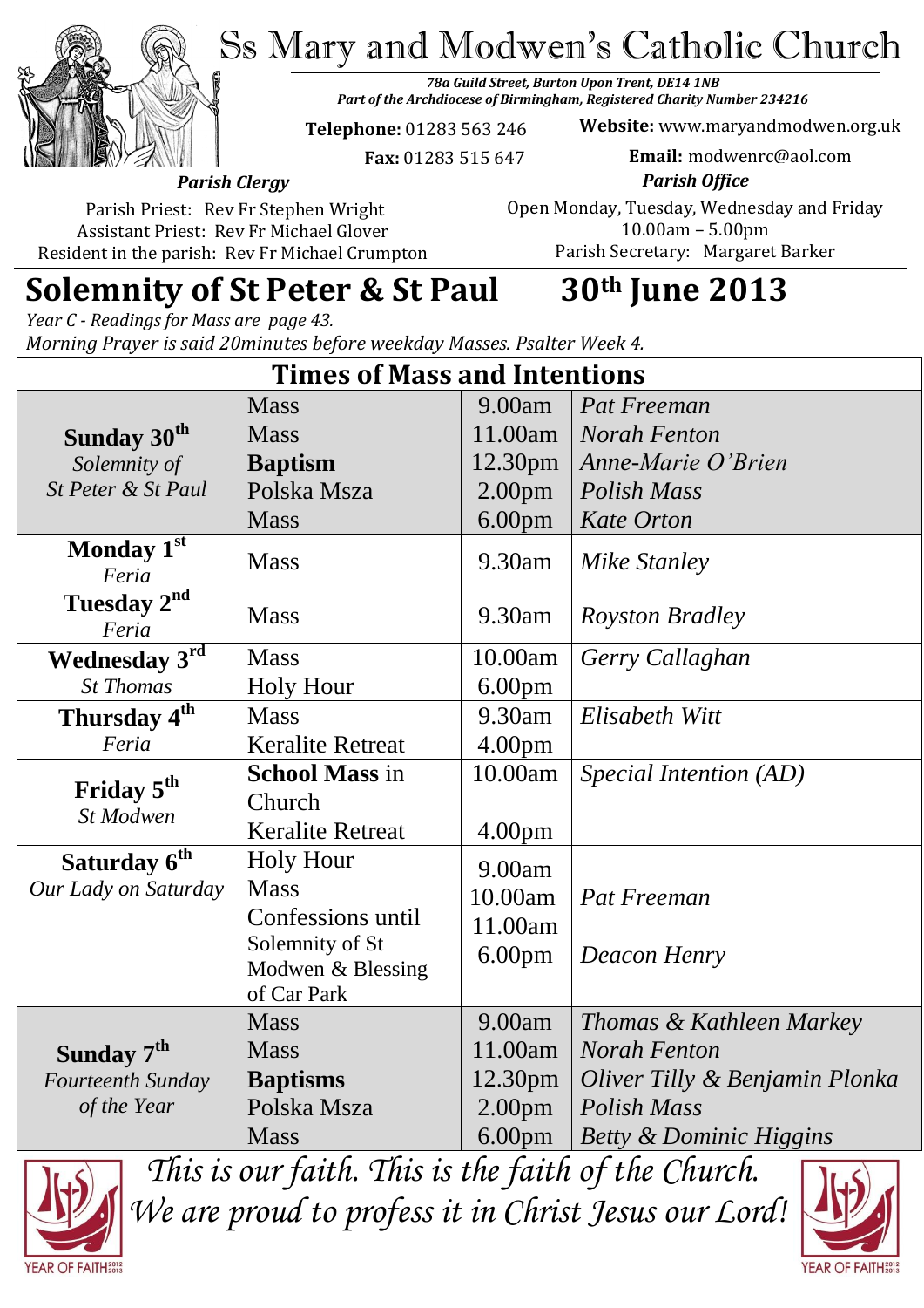# Ss Mary and Modwen's Catholic Church

*78a Guild Street, Burton Upon Trent, DE14 1NB*
*Part of the Archdiocese of Birmingham, Registered Charity Number 234216*

**Telephone:** 01283 563 246
**Fax:** 01283 515 647
**Website:** www.maryandmodwen.org.uk
**Email:** modwenrc@aol.com

***Parish Clergy***

Parish Priest: Rev Fr Stephen Wright
Assistant Priest: Rev Fr Michael Glover
Resident in the parish: Rev Fr Michael Crumpton

***Parish Office***

Open Monday, Tuesday, Wednesday and Friday
10.00am – 5.00pm
Parish Secretary: Margaret Barker

## Solemnity of St Peter & St Paul 30th June 2013

*Year C - Readings for Mass are page 43.*
*Morning Prayer is said 20minutes before weekday Masses. Psalter Week 4.*

**Times of Mass and Intentions**

| Day | Service | Time | Intention |
|---|---|---|---|
| **Sunday 30th** *Solemnity of St Peter & St Paul* | Mass | 9.00am | *Pat Freeman* |
| | Mass | 11.00am | *Norah Fenton* |
| | **Baptism** | 12.30pm | *Anne-Marie O'Brien* |
| | Polska Msza | 2.00pm | *Polish Mass* |
| | Mass | 6.00pm | *Kate Orton* |
| **Monday 1st** *Feria* | Mass | 9.30am | *Mike Stanley* |
| **Tuesday 2nd** *Feria* | Mass | 9.30am | *Royston Bradley* |
| **Wednesday 3rd** *St Thomas* | Mass | 10.00am | *Gerry Callaghan* |
| | Holy Hour | 6.00pm | |
| **Thursday 4th** *Feria* | Mass | 9.30am | *Elisabeth Witt* |
| | Keralite Retreat | 4.00pm | |
| **Friday 5th** *St Modwen* | **School Mass** in Church | 10.00am | *Special Intention (AD)* |
| | Keralite Retreat | 4.00pm | |
| **Saturday 6th** *Our Lady on Saturday* | Holy Hour | 9.00am | |
| | Mass | 10.00am | *Pat Freeman* |
| | Confessions until | 11.00am | |
| | Solemnity of St Modwen & Blessing of Car Park | 6.00pm | *Deacon Henry* |
| **Sunday 7th** *Fourteenth Sunday of the Year* | Mass | 9.00am | *Thomas & Kathleen Markey* |
| | Mass | 11.00am | *Norah Fenton* |
| | **Baptisms** | 12.30pm | *Oliver Tilly & Benjamin Plonka* |
| | Polska Msza | 2.00pm | *Polish Mass* |
| | Mass | 6.00pm | *Betty & Dominic Higgins* |

*This is our faith. This is the faith of the Church.*
*We are proud to profess it in Christ Jesus our Lord!*

YEAR OF FAITH 2012 2013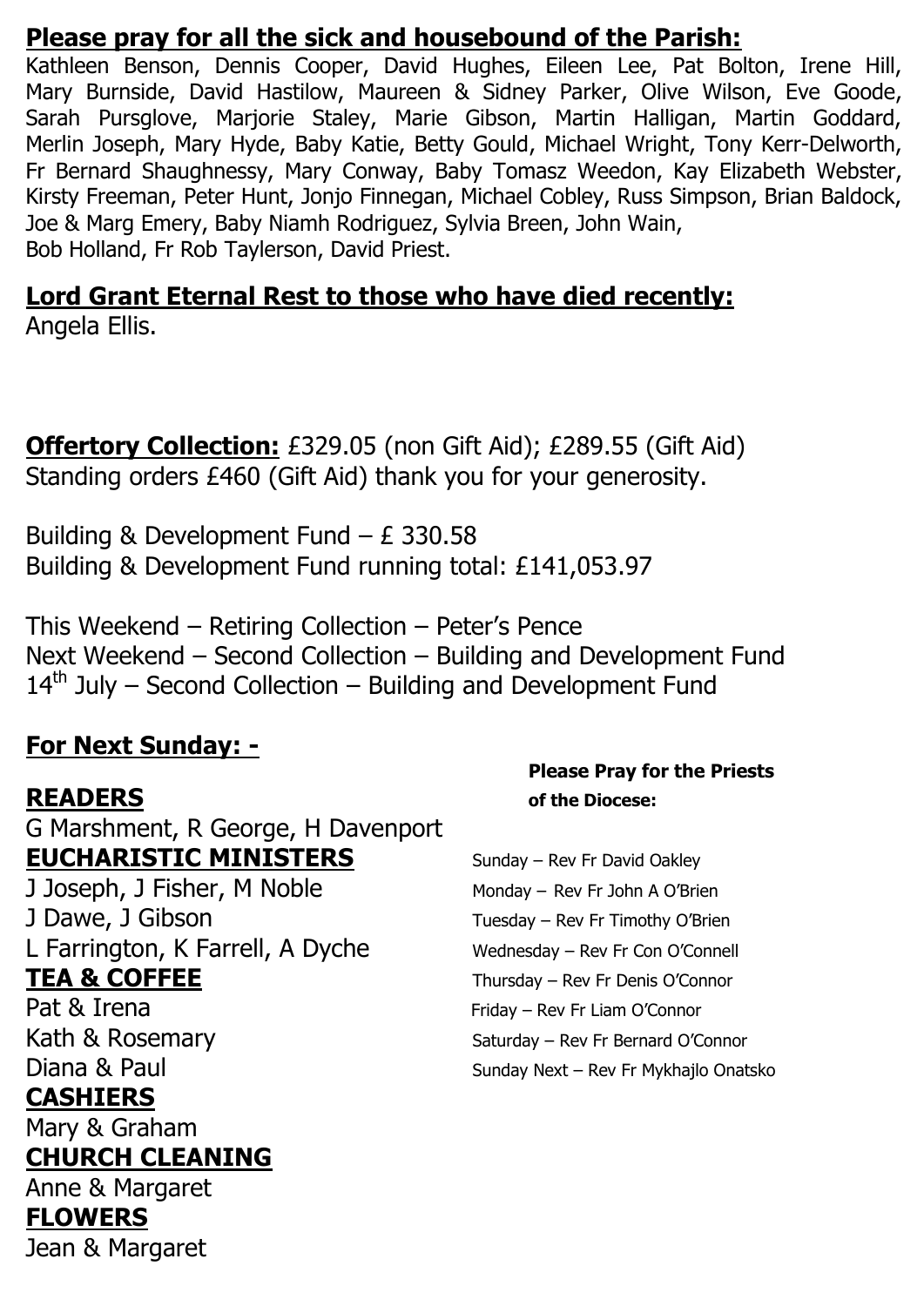**Please pray for all the sick and housebound of the Parish:**

Kathleen Benson, Dennis Cooper, David Hughes, Eileen Lee, Pat Bolton, Irene Hill, Mary Burnside, David Hastilow, Maureen & Sidney Parker, Olive Wilson, Eve Goode, Sarah Pursglove, Marjorie Staley, Marie Gibson, Martin Halligan, Martin Goddard, Merlin Joseph, Mary Hyde, Baby Katie, Betty Gould, Michael Wright, Tony Kerr-Delworth, Fr Bernard Shaughnessy, Mary Conway, Baby Tomasz Weedon, Kay Elizabeth Webster, Kirsty Freeman, Peter Hunt, Jonjo Finnegan, Michael Cobley, Russ Simpson, Brian Baldock, Joe & Marg Emery, Baby Niamh Rodriguez, Sylvia Breen, John Wain, Bob Holland, Fr Rob Taylerson, David Priest.

**Lord Grant Eternal Rest to those who have died recently:**

Angela Ellis.

**Offertory Collection:** £329.05 (non Gift Aid); £289.55 (Gift Aid)
Standing orders £460 (Gift Aid) thank you for your generosity.

Building & Development Fund – £ 330.58
Building & Development Fund running total: £141,053.97

This Weekend – Retiring Collection – Peter's Pence
Next Weekend – Second Collection – Building and Development Fund
14th July – Second Collection – Building and Development Fund

**For Next Sunday: -**

**READERS**

G Marshment, R George, H Davenport

**EUCHARISTIC MINISTERS**

J Joseph, J Fisher, M Noble
J Dawe, J Gibson
L Farrington, K Farrell, A Dyche

**TEA & COFFEE**

Pat & Irena
Kath & Rosemary
Diana & Paul

**CASHIERS**

Mary & Graham

**CHURCH CLEANING**

Anne & Margaret

**FLOWERS**

Jean & Margaret

**Please Pray for the Priests of the Diocese:**

Sunday – Rev Fr David Oakley
Monday – Rev Fr John A O'Brien
Tuesday – Rev Fr Timothy O'Brien
Wednesday – Rev Fr Con O'Connell
Thursday – Rev Fr Denis O'Connor
Friday – Rev Fr Liam O'Connor
Saturday – Rev Fr Bernard O'Connor
Sunday Next – Rev Fr Mykhajlo Onatsko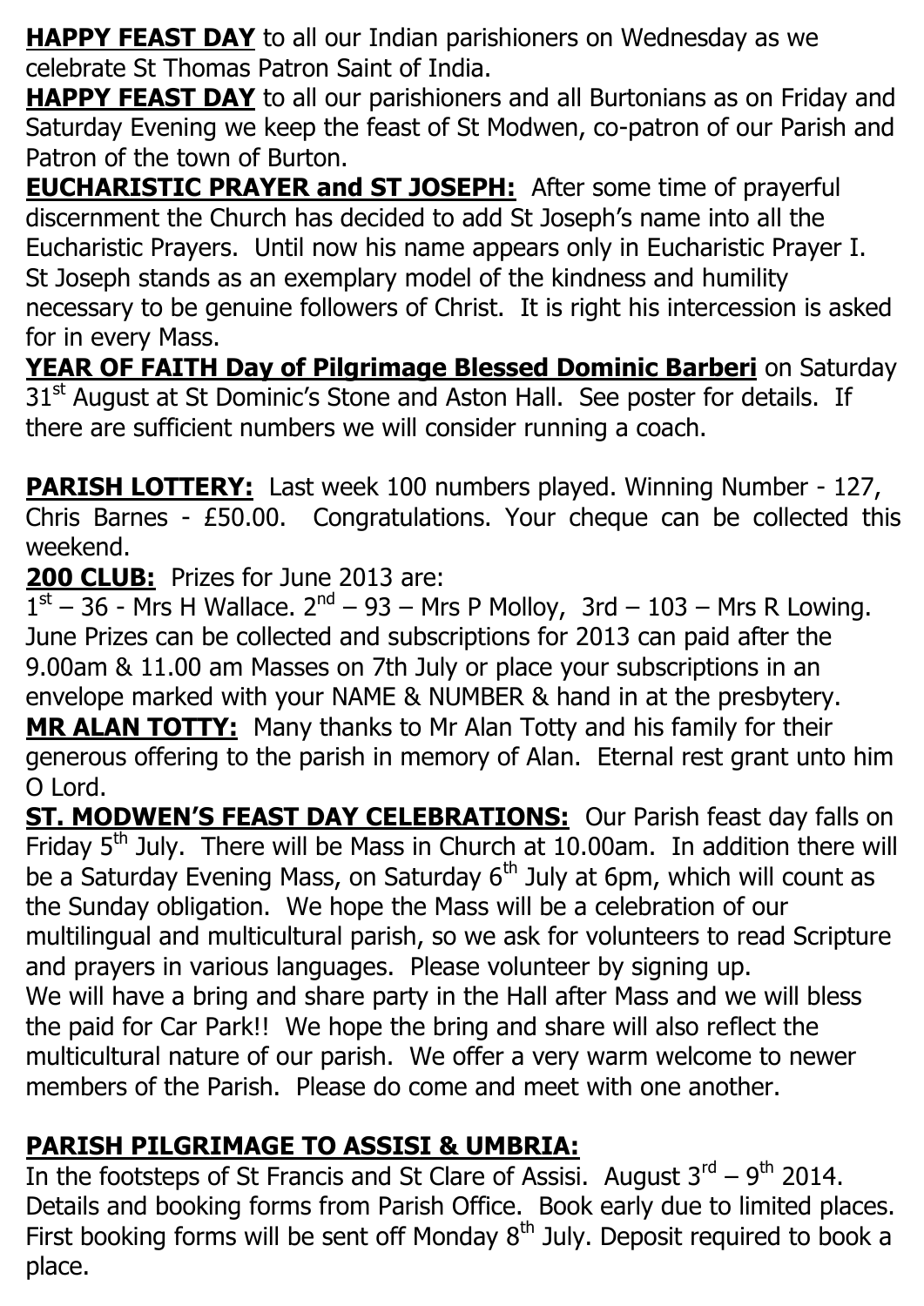**HAPPY FEAST DAY** to all our Indian parishioners on Wednesday as we celebrate St Thomas Patron Saint of India.

**HAPPY FEAST DAY** to all our parishioners and all Burtonians as on Friday and Saturday Evening we keep the feast of St Modwen, co-patron of our Parish and Patron of the town of Burton.

**EUCHARISTIC PRAYER and ST JOSEPH:** After some time of prayerful discernment the Church has decided to add St Joseph's name into all the Eucharistic Prayers. Until now his name appears only in Eucharistic Prayer I. St Joseph stands as an exemplary model of the kindness and humility necessary to be genuine followers of Christ. It is right his intercession is asked for in every Mass.

**YEAR OF FAITH Day of Pilgrimage Blessed Dominic Barberi** on Saturday 31st August at St Dominic's Stone and Aston Hall. See poster for details. If there are sufficient numbers we will consider running a coach.

**PARISH LOTTERY:** Last week 100 numbers played. Winning Number - 127, Chris Barnes - £50.00. Congratulations. Your cheque can be collected this weekend.

**200 CLUB:** Prizes for June 2013 are:
1st – 36 - Mrs H Wallace. 2nd – 93 – Mrs P Molloy, 3rd – 103 – Mrs R Lowing. June Prizes can be collected and subscriptions for 2013 can paid after the 9.00am & 11.00 am Masses on 7th July or place your subscriptions in an envelope marked with your NAME & NUMBER & hand in at the presbytery.

**MR ALAN TOTTY:** Many thanks to Mr Alan Totty and his family for their generous offering to the parish in memory of Alan. Eternal rest grant unto him O Lord.

**ST. MODWEN'S FEAST DAY CELEBRATIONS:** Our Parish feast day falls on Friday 5th July. There will be Mass in Church at 10.00am. In addition there will be a Saturday Evening Mass, on Saturday 6th July at 6pm, which will count as the Sunday obligation. We hope the Mass will be a celebration of our multilingual and multicultural parish, so we ask for volunteers to read Scripture and prayers in various languages. Please volunteer by signing up.
We will have a bring and share party in the Hall after Mass and we will bless the paid for Car Park!! We hope the bring and share will also reflect the multicultural nature of our parish. We offer a very warm welcome to newer members of the Parish. Please do come and meet with one another.

**PARISH PILGRIMAGE TO ASSISI & UMBRIA:**
In the footsteps of St Francis and St Clare of Assisi. August 3rd – 9th 2014. Details and booking forms from Parish Office. Book early due to limited places. First booking forms will be sent off Monday 8th July. Deposit required to book a place.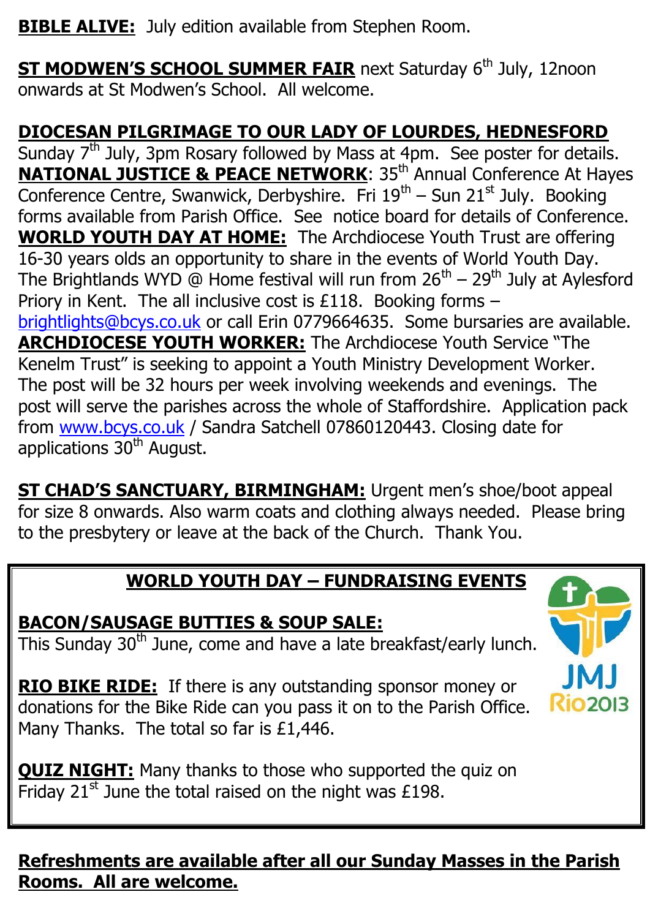**BIBLE ALIVE:** July edition available from Stephen Room.

**ST MODWEN'S SCHOOL SUMMER FAIR** next Saturday 6th July, 12noon onwards at St Modwen's School. All welcome.

**DIOCESAN PILGRIMAGE TO OUR LADY OF LOURDES, HEDNESFORD** Sunday 7th July, 3pm Rosary followed by Mass at 4pm. See poster for details.

**NATIONAL JUSTICE & PEACE NETWORK**: 35th Annual Conference At Hayes Conference Centre, Swanwick, Derbyshire. Fri 19th – Sun 21st July. Booking forms available from Parish Office. See notice board for details of Conference.

**WORLD YOUTH DAY AT HOME:** The Archdiocese Youth Trust are offering 16-30 years olds an opportunity to share in the events of World Youth Day. The Brightlands WYD @ Home festival will run from 26th – 29th July at Aylesford Priory in Kent. The all inclusive cost is £118. Booking forms – brightlights@bcys.co.uk or call Erin 0779664635. Some bursaries are available.

**ARCHDIOCESE YOUTH WORKER:** The Archdiocese Youth Service "The Kenelm Trust" is seeking to appoint a Youth Ministry Development Worker. The post will be 32 hours per week involving weekends and evenings. The post will serve the parishes across the whole of Staffordshire. Application pack from www.bcys.co.uk / Sandra Satchell 07860120443. Closing date for applications 30th August.

**ST CHAD'S SANCTUARY, BIRMINGHAM:** Urgent men's shoe/boot appeal for size 8 onwards. Also warm coats and clothing always needed. Please bring to the presbytery or leave at the back of the Church. Thank You.

## WORLD YOUTH DAY – FUNDRAISING EVENTS

JMJ Rio2013

**BACON/SAUSAGE BUTTIES & SOUP SALE:** This Sunday 30th June, come and have a late breakfast/early lunch.

**RIO BIKE RIDE:** If there is any outstanding sponsor money or donations for the Bike Ride can you pass it on to the Parish Office. Many Thanks. The total so far is £1,446.

**QUIZ NIGHT:** Many thanks to those who supported the quiz on Friday 21st June the total raised on the night was £198.

**Refreshments are available after all our Sunday Masses in the Parish Rooms. All are welcome.**